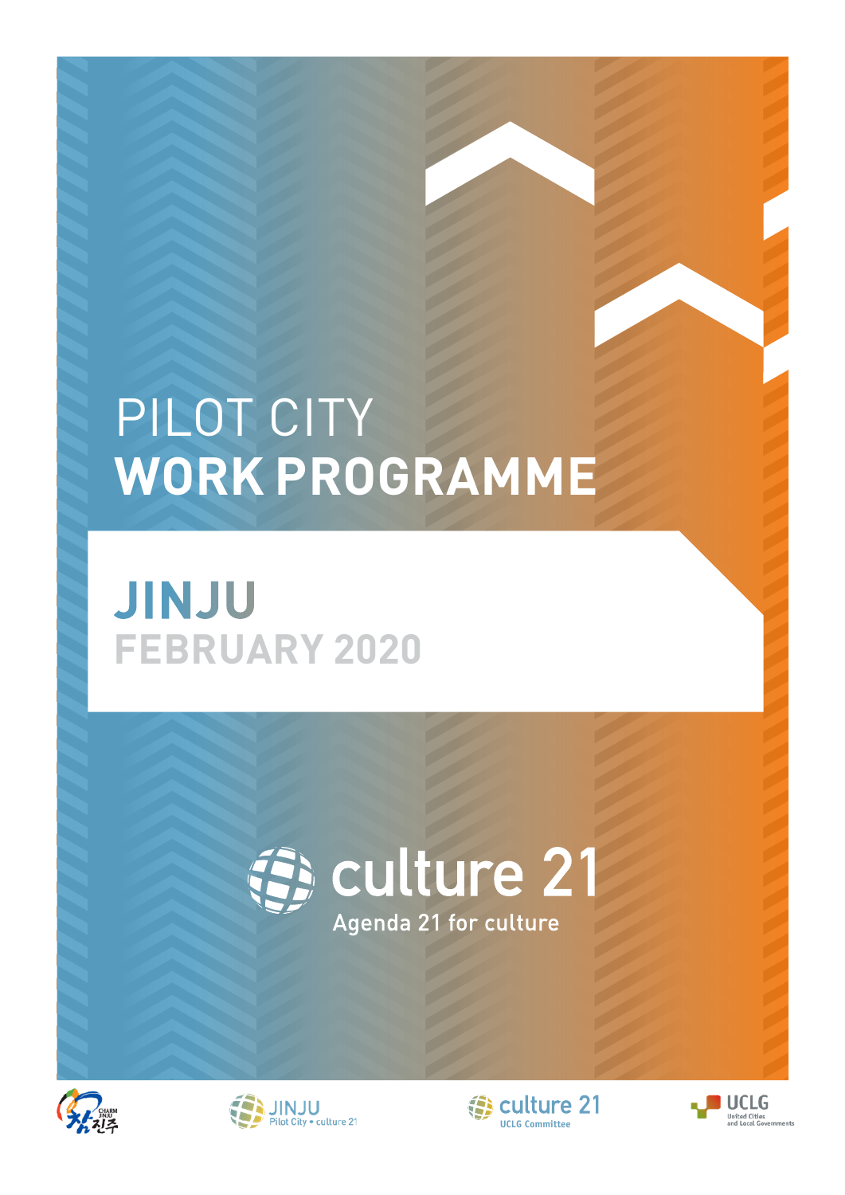# PILOT CITY
# WORK PROGRAMME

## JINJU
## FEBRUARY 2020

culture 21

Agenda 21 for culture

CHARM JINJU 참진주

JINJU Pilot City • culture 21

culture 21 UCLG Committee

UCLG United Cities and Local Governments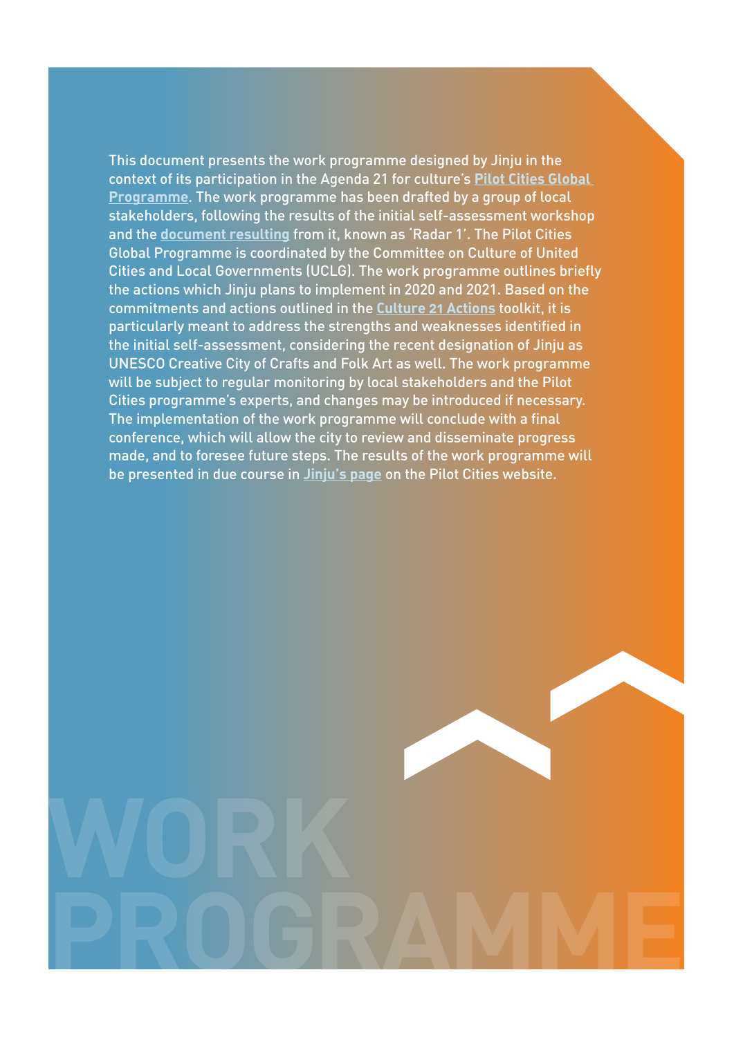This document presents the work programme designed by Jinju in the context of its participation in the Agenda 21 for culture's **Pilot Cities Global Programme**. The work programme has been drafted by a group of local stakeholders, following the results of the initial self-assessment workshop and the **document resulting** from it, known as 'Radar 1'. The Pilot Cities Global Programme is coordinated by the Committee on Culture of United Cities and Local Governments (UCLG). The work programme outlines briefly the actions which Jinju plans to implement in 2020 and 2021. Based on the commitments and actions outlined in the **Culture 21 Actions** toolkit, it is particularly meant to address the strengths and weaknesses identified in the initial self-assessment, considering the recent designation of Jinju as UNESCO Creative City of Crafts and Folk Art as well. The work programme will be subject to regular monitoring by local stakeholders and the Pilot Cities programme's experts, and changes may be introduced if necessary. The implementation of the work programme will conclude with a final conference, which will allow the city to review and disseminate progress made, and to foresee future steps. The results of the work programme will be presented in due course in **Jinju's page** on the Pilot Cities website.

# WORK PROGRAMME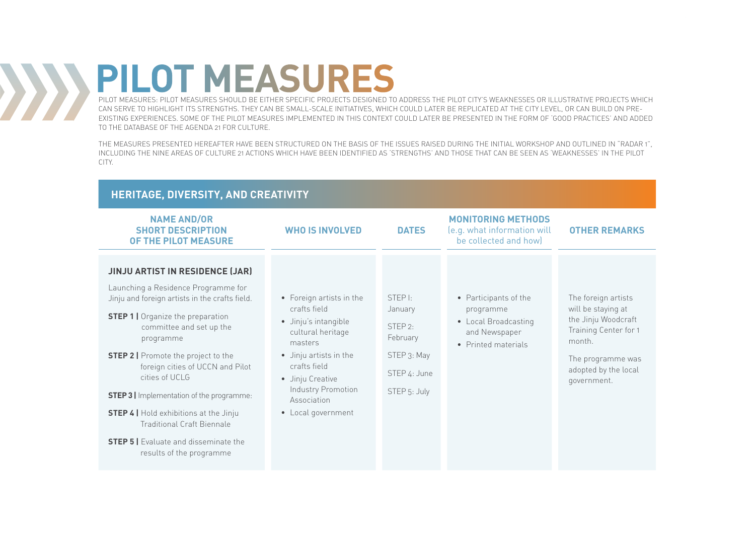# PILOT MEASURES

PILOT MEASURES: PILOT MEASURES SHOULD BE EITHER SPECIFIC PROJECTS DESIGNED TO ADDRESS THE PILOT CITY'S WEAKNESSES OR ILLUSTRATIVE PROJECTS WHICH CAN SERVE TO HIGHLIGHT ITS STRENGTHS. THEY CAN BE SMALL-SCALE INITIATIVES, WHICH COULD LATER BE REPLICATED AT THE CITY LEVEL, OR CAN BUILD ON PRE-EXISTING EXPERIENCES. SOME OF THE PILOT MEASURES IMPLEMENTED IN THIS CONTEXT COULD LATER BE PRESENTED IN THE FORM OF 'GOOD PRACTICES' AND ADDED TO THE DATABASE OF THE AGENDA 21 FOR CULTURE.

THE MEASURES PRESENTED HEREAFTER HAVE BEEN STRUCTURED ON THE BASIS OF THE ISSUES RAISED DURING THE INITIAL WORKSHOP AND OUTLINED IN "RADAR 1", INCLUDING THE NINE AREAS OF CULTURE 21 ACTIONS WHICH HAVE BEEN IDENTIFIED AS 'STRENGTHS' AND THOSE THAT CAN BE SEEN AS 'WEAKNESSES' IN THE PILOT CITY.

## HERITAGE, DIVERSITY, AND CREATIVITY

| NAME AND/OR SHORT DESCRIPTION OF THE PILOT MEASURE | WHO IS INVOLVED | DATES | MONITORING METHODS (e.g. what information will be collected and how) | OTHER REMARKS |
|---|---|---|---|---|
| **JINJU ARTIST IN RESIDENCE (JAR)**<br><br>Launching a Residence Programme for Jinju and foreign artists in the crafts field.<br><br>**STEP 1 \|** Organize the preparation committee and set up the programme<br><br>**STEP 2 \|** Promote the project to the foreign cities of UCCN and Pilot cities of UCLG<br><br>**STEP 3 \|** Implementation of the programme:<br><br>**STEP 4 \|** Hold exhibitions at the Jinju Traditional Craft Biennale<br><br>**STEP 5 \|** Evaluate and disseminate the results of the programme | • Foreign artists in the crafts field<br>• Jinju's intangible cultural heritage masters<br>• Jinju artists in the crafts field<br>• Jinju Creative Industry Promotion Association<br>• Local government | STEP I: January<br><br>STEP 2: February<br><br>STEP 3: May<br><br>STEP 4: June<br><br>STEP 5: July | • Participants of the programme<br>• Local Broadcasting and Newspaper<br>• Printed materials | The foreign artists will be staying at the Jinju Woodcraft Training Center for 1 month.<br><br>The programme was adopted by the local government. |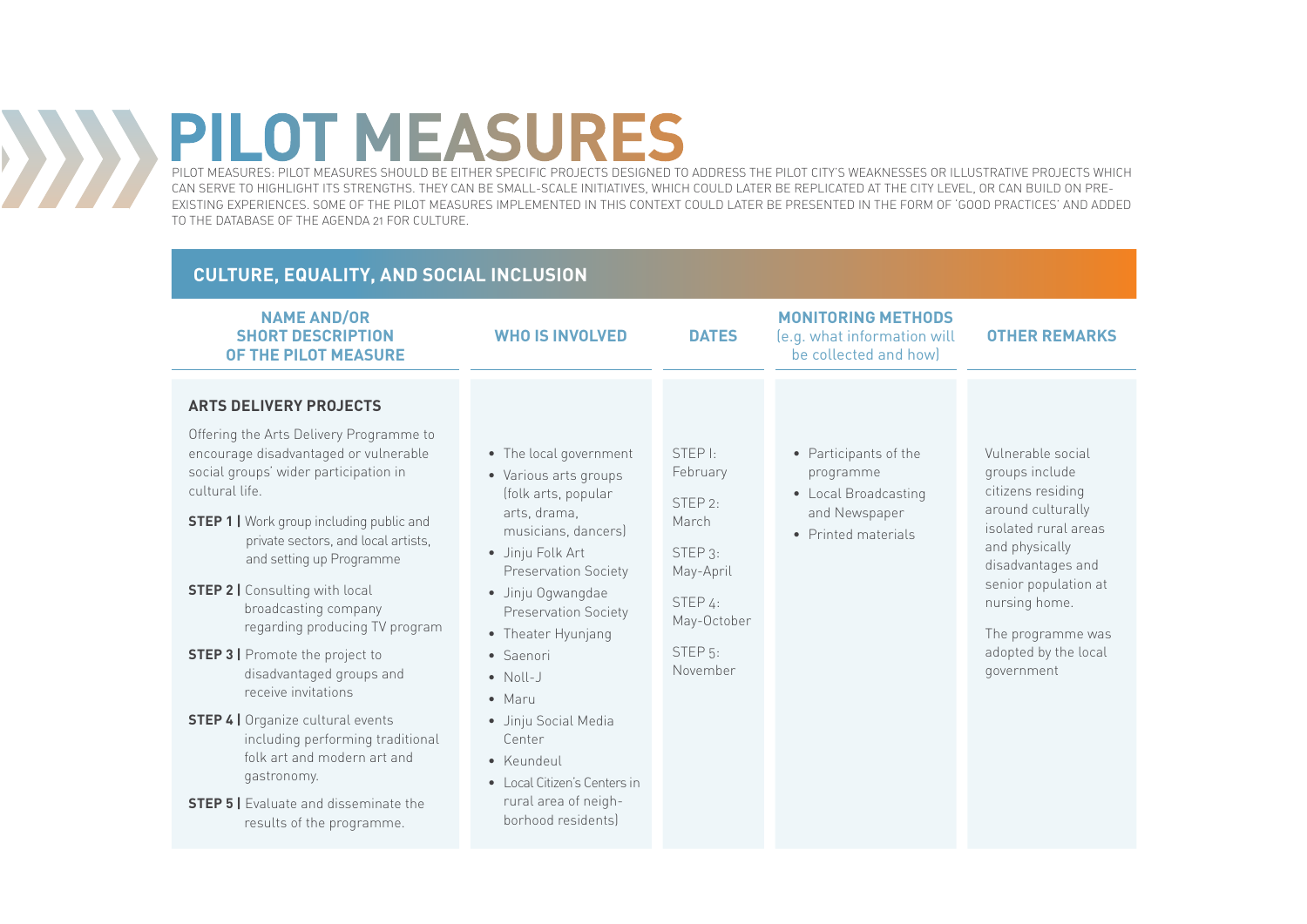# PILOT MEASURES

PILOT MEASURES: PILOT MEASURES SHOULD BE EITHER SPECIFIC PROJECTS DESIGNED TO ADDRESS THE PILOT CITY'S WEAKNESSES OR ILLUSTRATIVE PROJECTS WHICH CAN SERVE TO HIGHLIGHT ITS STRENGTHS. THEY CAN BE SMALL-SCALE INITIATIVES, WHICH COULD LATER BE REPLICATED AT THE CITY LEVEL, OR CAN BUILD ON PRE-EXISTING EXPERIENCES. SOME OF THE PILOT MEASURES IMPLEMENTED IN THIS CONTEXT COULD LATER BE PRESENTED IN THE FORM OF 'GOOD PRACTICES' AND ADDED TO THE DATABASE OF THE AGENDA 21 FOR CULTURE.

## CULTURE, EQUALITY, AND SOCIAL INCLUSION

| NAME AND/OR SHORT DESCRIPTION OF THE PILOT MEASURE | WHO IS INVOLVED | DATES | MONITORING METHODS (e.g. what information will be collected and how) | OTHER REMARKS |
|---|---|---|---|---|
| **ARTS DELIVERY PROJECTS**<br><br>Offering the Arts Delivery Programme to encourage disadvantaged or vulnerable social groups' wider participation in cultural life.<br><br>**STEP 1 \|** Work group including public and private sectors, and local artists, and setting up Programme<br><br>**STEP 2 \|** Consulting with local broadcasting company regarding producing TV program<br><br>**STEP 3 \|** Promote the project to disadvantaged groups and receive invitations<br><br>**STEP 4 \|** Organize cultural events including performing traditional folk art and modern art and gastronomy.<br><br>**STEP 5 \|** Evaluate and disseminate the results of the programme. | • The local government<br>• Various arts groups (folk arts, popular arts, drama, musicians, dancers)<br>• Jinju Folk Art Preservation Society<br>• Jinju Ogwangdae Preservation Society<br>• Theater Hyunjang<br>• Saenori<br>• Noll-J<br>• Maru<br>• Jinju Social Media Center<br>• Keundeul<br>• Local Citizen's Centers in rural area of neighborhood residents) | STEP I: February<br><br>STEP 2: March<br><br>STEP 3: May-April<br><br>STEP 4: May-October<br><br>STEP 5: November | • Participants of the programme<br>• Local Broadcasting and Newspaper<br>• Printed materials | Vulnerable social groups include citizens residing around culturally isolated rural areas and physically disadvantages and senior population at nursing home.<br><br>The programme was adopted by the local government |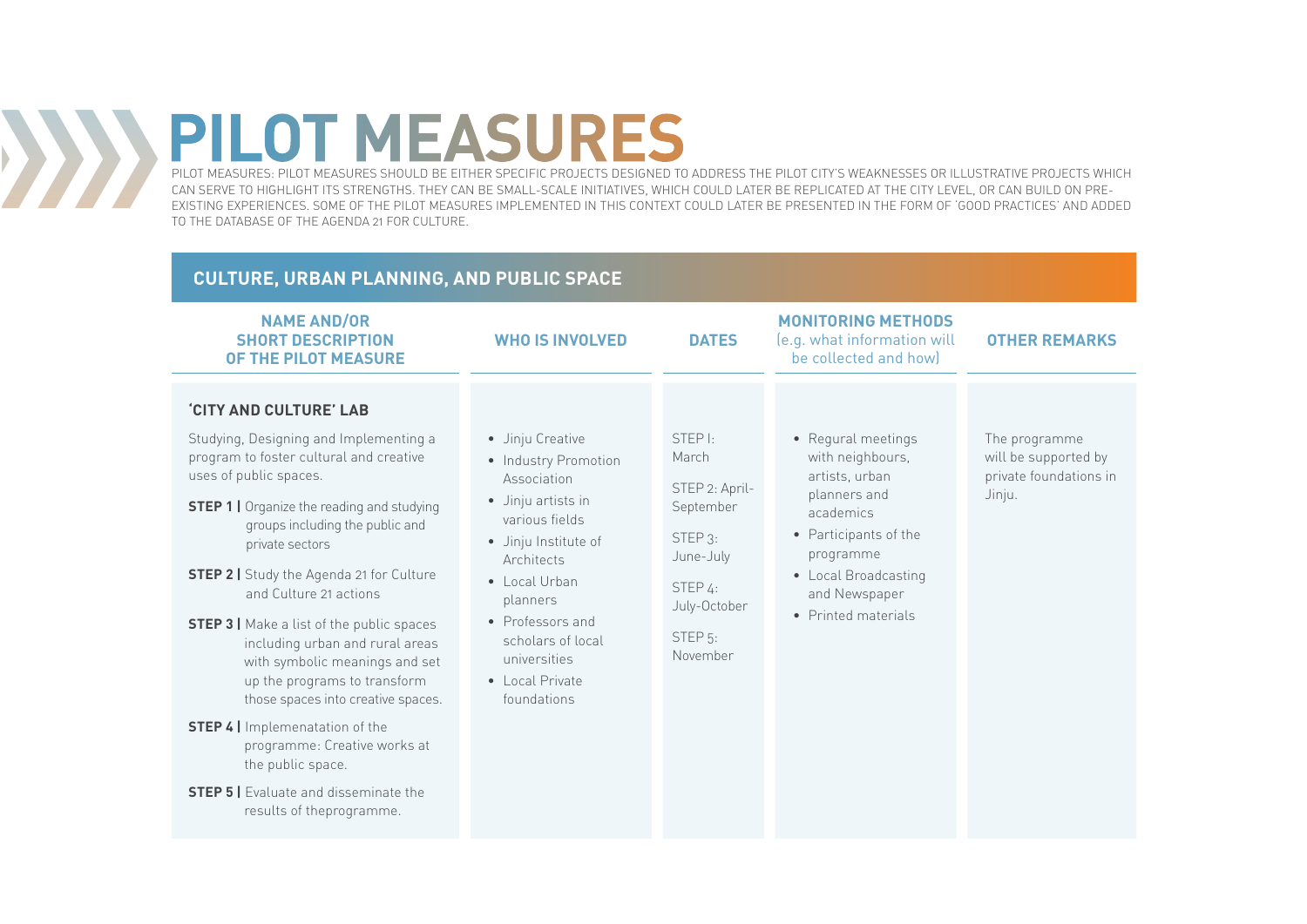# PILOT MEASURES

PILOT MEASURES: PILOT MEASURES SHOULD BE EITHER SPECIFIC PROJECTS DESIGNED TO ADDRESS THE PILOT CITY'S WEAKNESSES OR ILLUSTRATIVE PROJECTS WHICH CAN SERVE TO HIGHLIGHT ITS STRENGTHS. THEY CAN BE SMALL-SCALE INITIATIVES, WHICH COULD LATER BE REPLICATED AT THE CITY LEVEL, OR CAN BUILD ON PRE-EXISTING EXPERIENCES. SOME OF THE PILOT MEASURES IMPLEMENTED IN THIS CONTEXT COULD LATER BE PRESENTED IN THE FORM OF 'GOOD PRACTICES' AND ADDED TO THE DATABASE OF THE AGENDA 21 FOR CULTURE.

## CULTURE, URBAN PLANNING, AND PUBLIC SPACE

| NAME AND/OR SHORT DESCRIPTION OF THE PILOT MEASURE | WHO IS INVOLVED | DATES | MONITORING METHODS (e.g. what information will be collected and how) | OTHER REMARKS |
|---|---|---|---|---|
| **'CITY AND CULTURE' LAB**<br><br>Studying, Designing and Implementing a program to foster cultural and creative uses of public spaces.<br><br>**STEP 1 \|** Organize the reading and studying groups including the public and private sectors<br><br>**STEP 2 \|** Study the Agenda 21 for Culture and Culture 21 actions<br><br>**STEP 3 \|** Make a list of the public spaces including urban and rural areas with symbolic meanings and set up the programs to transform those spaces into creative spaces.<br><br>**STEP 4 \|** Implemenatation of the programme: Creative works at the public space.<br><br>**STEP 5 \|** Evaluate and disseminate the results of theprogramme. | • Jinju Creative<br>• Industry Promotion Association<br>• Jinju artists in various fields<br>• Jinju Institute of Architects<br>• Local Urban planners<br>• Professors and scholars of local universities<br>• Local Private foundations | STEP I: March<br><br>STEP 2: April-September<br><br>STEP 3: June-July<br><br>STEP 4: July-October<br><br>STEP 5: November | • Regural meetings with neighbours, artists, urban planners and academics<br>• Participants of the programme<br>• Local Broadcasting and Newspaper<br>• Printed materials | The programme will be supported by private foundations in Jinju. |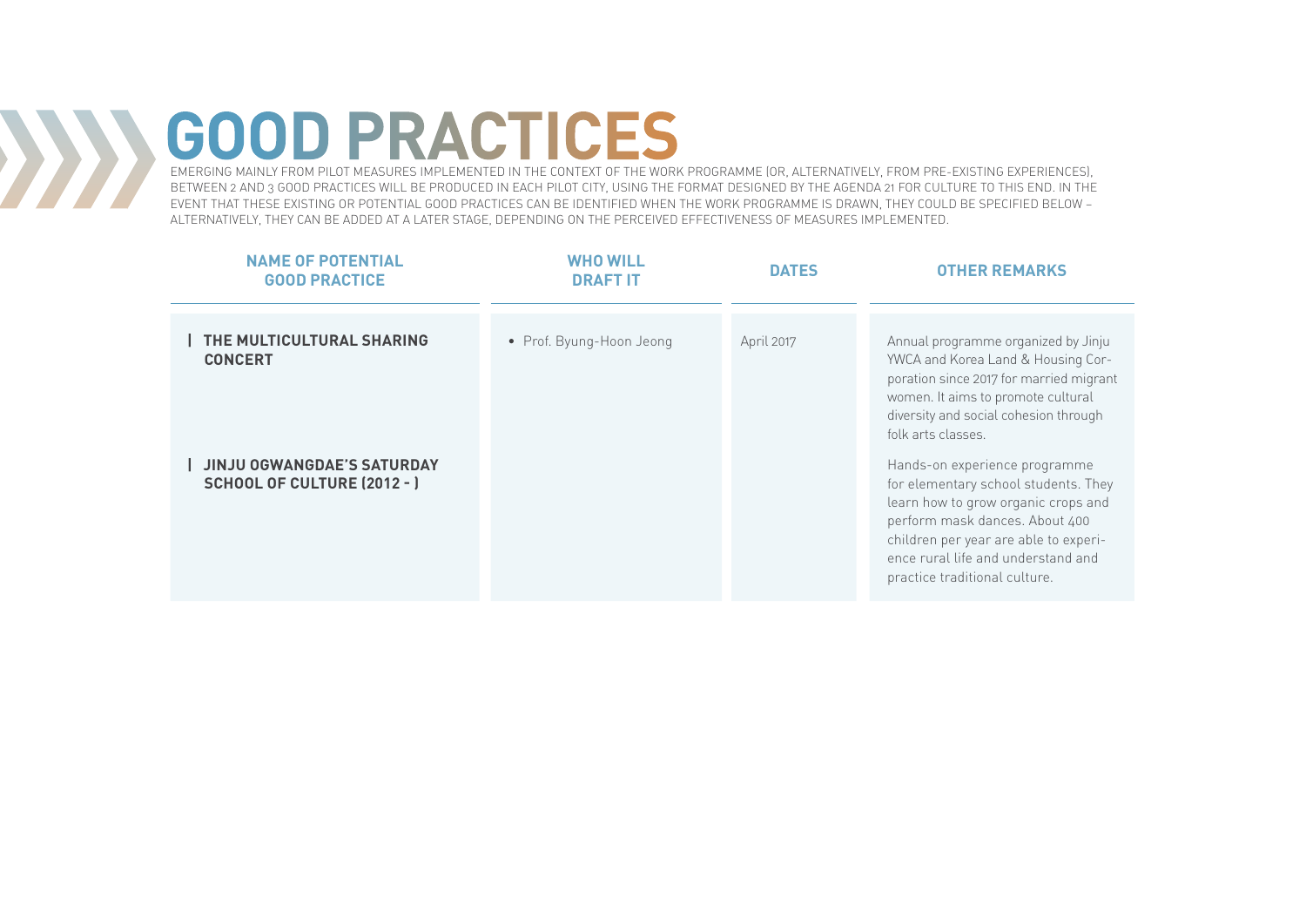# GOOD PRACTICES

EMERGING MAINLY FROM PILOT MEASURES IMPLEMENTED IN THE CONTEXT OF THE WORK PROGRAMME (OR, ALTERNATIVELY, FROM PRE-EXISTING EXPERIENCES), BETWEEN 2 AND 3 GOOD PRACTICES WILL BE PRODUCED IN EACH PILOT CITY, USING THE FORMAT DESIGNED BY THE AGENDA 21 FOR CULTURE TO THIS END. IN THE EVENT THAT THESE EXISTING OR POTENTIAL GOOD PRACTICES CAN BE IDENTIFIED WHEN THE WORK PROGRAMME IS DRAWN, THEY COULD BE SPECIFIED BELOW – ALTERNATIVELY, THEY CAN BE ADDED AT A LATER STAGE, DEPENDING ON THE PERCEIVED EFFECTIVENESS OF MEASURES IMPLEMENTED.

| NAME OF POTENTIAL GOOD PRACTICE | WHO WILL DRAFT IT | DATES | OTHER REMARKS |
|---|---|---|---|
| **THE MULTICULTURAL SHARING CONCERT** | • Prof. Byung-Hoon Jeong | April 2017 | Annual programme organized by Jinju YWCA and Korea Land & Housing Corporation since 2017 for married migrant women. It aims to promote cultural diversity and social cohesion through folk arts classes. |
| **JINJU OGWANGDAE'S SATURDAY SCHOOL OF CULTURE (2012 - )** | | | Hands-on experience programme for elementary school students. They learn how to grow organic crops and perform mask dances. About 400 children per year are able to experience rural life and understand and practice traditional culture. |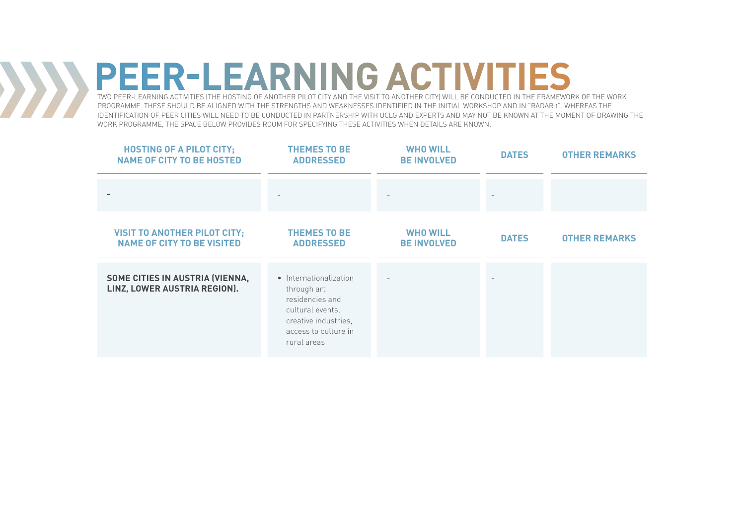# PEER-LEARNING ACTIVITIES

TWO PEER-LEARNING ACTIVITIES (THE HOSTING OF ANOTHER PILOT CITY AND THE VISIT TO ANOTHER CITY) WILL BE CONDUCTED IN THE FRAMEWORK OF THE WORK PROGRAMME. THESE SHOULD BE ALIGNED WITH THE STRENGTHS AND WEAKNESSES IDENTIFIED IN THE INITIAL WORKSHOP AND IN "RADAR 1". WHEREAS THE IDENTIFICATION OF PEER CITIES WILL NEED TO BE CONDUCTED IN PARTNERSHIP WITH UCLG AND EXPERTS AND MAY NOT BE KNOWN AT THE MOMENT OF DRAWING THE WORK PROGRAMME, THE SPACE BELOW PROVIDES ROOM FOR SPECIFYING THESE ACTIVITIES WHEN DETAILS ARE KNOWN.

| HOSTING OF A PILOT CITY; NAME OF CITY TO BE HOSTED | THEMES TO BE ADDRESSED | WHO WILL BE INVOLVED | DATES | OTHER REMARKS |
|---|---|---|---|---|
| - | - | - | - | |

| VISIT TO ANOTHER PILOT CITY; NAME OF CITY TO BE VISITED | THEMES TO BE ADDRESSED | WHO WILL BE INVOLVED | DATES | OTHER REMARKS |
|---|---|---|---|---|
| **SOME CITIES IN AUSTRIA (VIENNA, LINZ, LOWER AUSTRIA REGION).** | • Internationalization through art residencies and cultural events, creative industries, access to culture in rural areas | - | - | |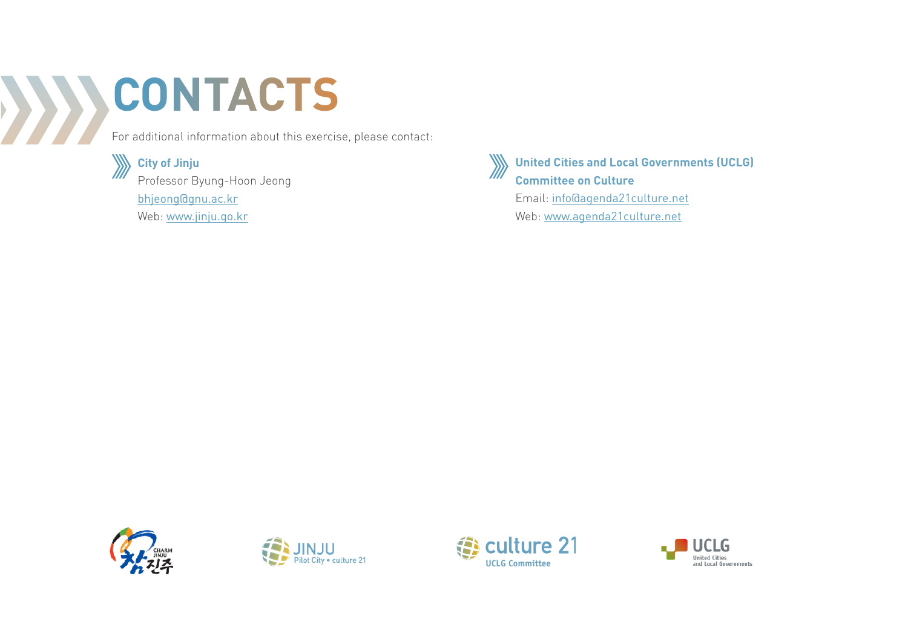# CONTACTS

For additional information about this exercise, please contact:

**City of Jinju**
Professor Byung-Hoon Jeong
bhjeong@gnu.ac.kr
Web: www.jinju.go.kr

**United Cities and Local Governments (UCLG) Committee on Culture**
Email: info@agenda21culture.net
Web: www.agenda21culture.net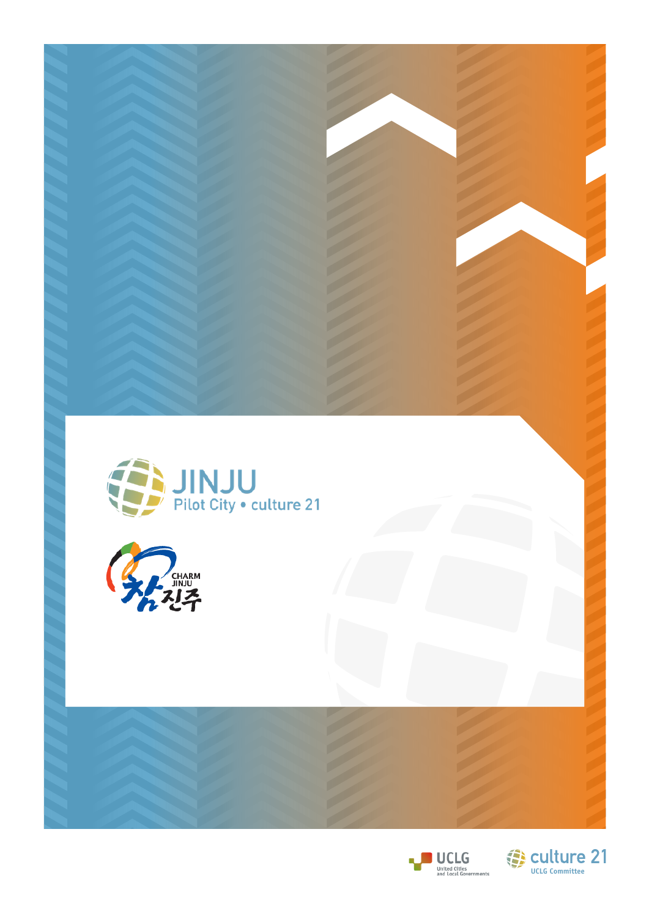JINJU
Pilot City • culture 21

CHARM
JINJU
참진주

UCLG
United Cities
and Local Governments

culture 21
UCLG Committee